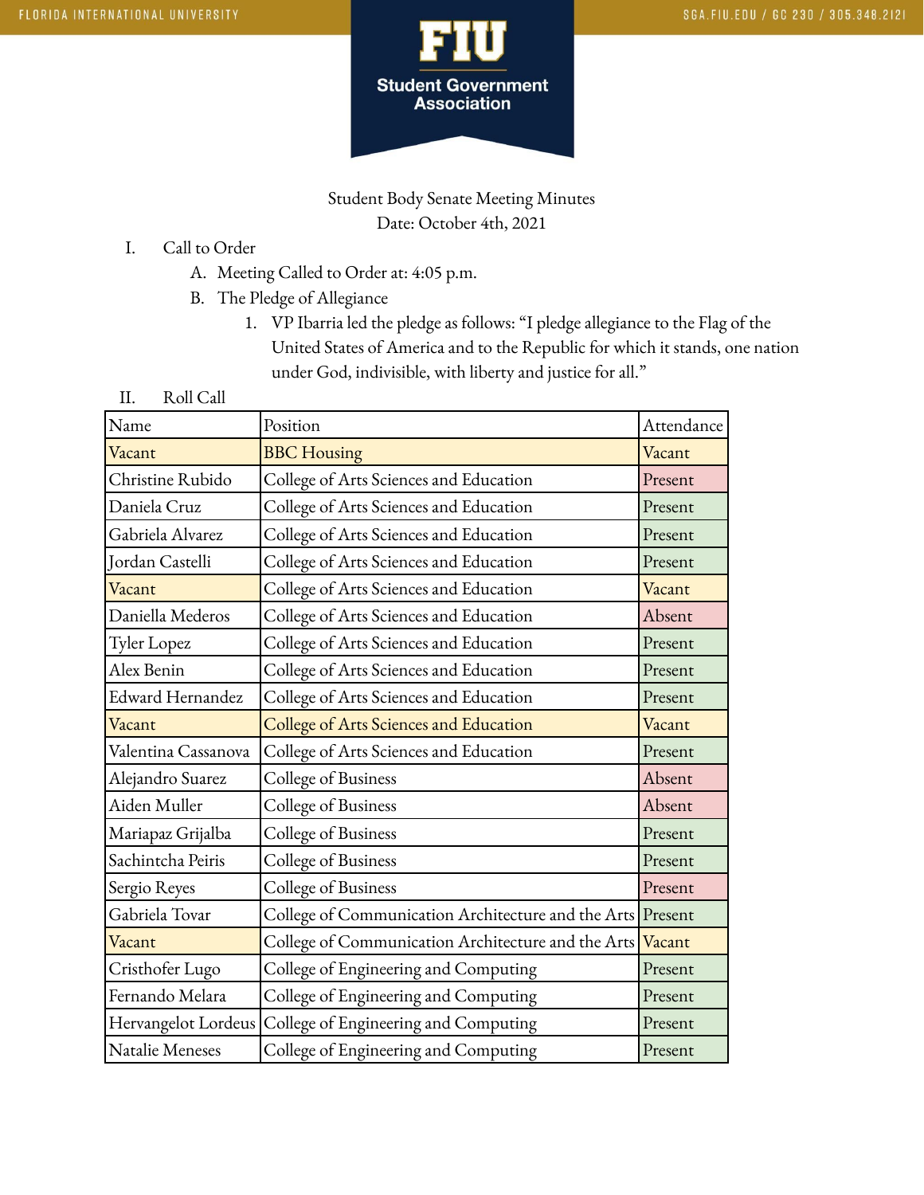Student Body Senate Meeting Minutes

Date: October 4th, 2021

I. Call to Order

   A. Meeting Called to Order at: 4:05 p.m.

   B. The Pledge of Allegiance

      1. VP Ibarria led the pledge as follows: "I pledge allegiance to the Flag of the United States of America and to the Republic for which it stands, one nation under God, indivisible, with liberty and justice for all."

II. Roll Call

| Name | Position | Attendance |
|---|---|---|
| Vacant | BBC Housing | Vacant |
| Christine Rubido | College of Arts Sciences and Education | Present |
| Daniela Cruz | College of Arts Sciences and Education | Present |
| Gabriela Alvarez | College of Arts Sciences and Education | Present |
| Jordan Castelli | College of Arts Sciences and Education | Present |
| Vacant | College of Arts Sciences and Education | Vacant |
| Daniella Mederos | College of Arts Sciences and Education | Absent |
| Tyler Lopez | College of Arts Sciences and Education | Present |
| Alex Benin | College of Arts Sciences and Education | Present |
| Edward Hernandez | College of Arts Sciences and Education | Present |
| Vacant | College of Arts Sciences and Education | Vacant |
| Valentina Cassanova | College of Arts Sciences and Education | Present |
| Alejandro Suarez | College of Business | Absent |
| Aiden Muller | College of Business | Absent |
| Mariapaz Grijalba | College of Business | Present |
| Sachintcha Peiris | College of Business | Present |
| Sergio Reyes | College of Business | Present |
| Gabriela Tovar | College of Communication Architecture and the Arts | Present |
| Vacant | College of Communication Architecture and the Arts | Vacant |
| Cristhofer Lugo | College of Engineering and Computing | Present |
| Fernando Melara | College of Engineering and Computing | Present |
| Hervangelot Lordeus | College of Engineering and Computing | Present |
| Natalie Meneses | College of Engineering and Computing | Present |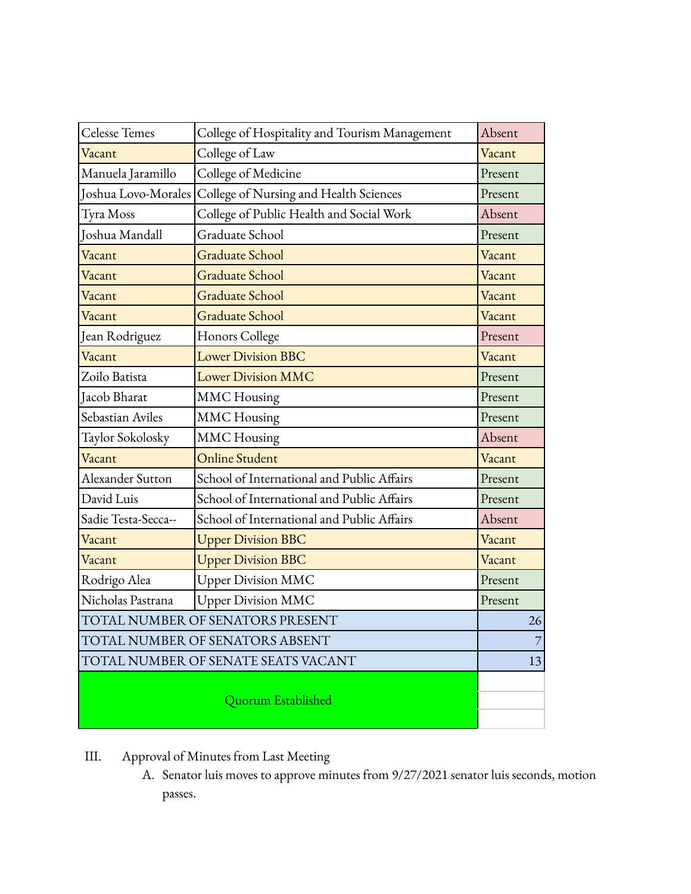| | | |
|---|---|---|
| Celesse Temes | College of Hospitality and Tourism Management | Absent |
| Vacant | College of Law | Vacant |
| Manuela Jaramillo | College of Medicine | Present |
| Joshua Lovo-Morales | College of Nursing and Health Sciences | Present |
| Tyra Moss | College of Public Health and Social Work | Absent |
| Joshua Mandall | Graduate School | Present |
| Vacant | Graduate School | Vacant |
| Vacant | Graduate School | Vacant |
| Vacant | Graduate School | Vacant |
| Vacant | Graduate School | Vacant |
| Jean Rodriguez | Honors College | Present |
| Vacant | Lower Division BBC | Vacant |
| Zoilo Batista | Lower Division MMC | Present |
| Jacob Bharat | MMC Housing | Present |
| Sebastian Aviles | MMC Housing | Present |
| Taylor Sokolosky | MMC Housing | Absent |
| Vacant | Online Student | Vacant |
| Alexander Sutton | School of International and Public Affairs | Present |
| David Luis | School of International and Public Affairs | Present |
| Sadie Testa-Secca-- | School of International and Public Affairs | Absent |
| Vacant | Upper Division BBC | Vacant |
| Vacant | Upper Division BBC | Vacant |
| Rodrigo Alea | Upper Division MMC | Present |
| Nicholas Pastrana | Upper Division MMC | Present |
| TOTAL NUMBER OF SENATORS PRESENT | | 26 |
| TOTAL NUMBER OF SENATORS ABSENT | | 7 |
| TOTAL NUMBER OF SENATE SEATS VACANT | | 13 |
| Quorum Established | | |

III. Approval of Minutes from Last Meeting

A. Senator luis moves to approve minutes from 9/27/2021 senator luis seconds, motion passes.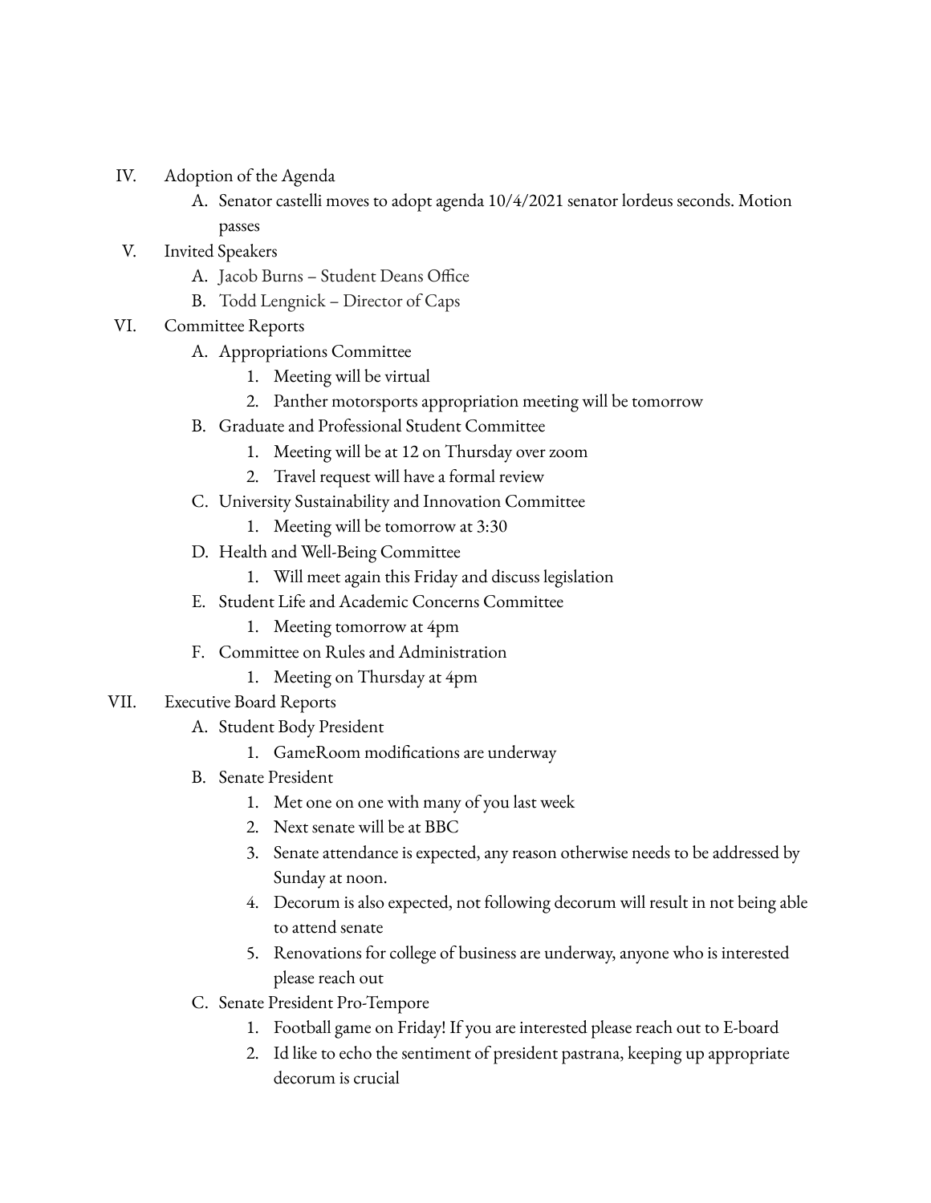IV. Adoption of the Agenda
    A. Senator castelli moves to adopt agenda 10/4/2021 senator lordeus seconds. Motion passes

V. Invited Speakers
    A. Jacob Burns – Student Deans Office
    B. Todd Lengnick – Director of Caps

VI. Committee Reports
    A. Appropriations Committee
        1. Meeting will be virtual
        2. Panther motorsports appropriation meeting will be tomorrow
    B. Graduate and Professional Student Committee
        1. Meeting will be at 12 on Thursday over zoom
        2. Travel request will have a formal review
    C. University Sustainability and Innovation Committee
        1. Meeting will be tomorrow at 3:30
    D. Health and Well-Being Committee
        1. Will meet again this Friday and discuss legislation
    E. Student Life and Academic Concerns Committee
        1. Meeting tomorrow at 4pm
    F. Committee on Rules and Administration
        1. Meeting on Thursday at 4pm

VII. Executive Board Reports
    A. Student Body President
        1. GameRoom modifications are underway
    B. Senate President
        1. Met one on one with many of you last week
        2. Next senate will be at BBC
        3. Senate attendance is expected, any reason otherwise needs to be addressed by Sunday at noon.
        4. Decorum is also expected, not following decorum will result in not being able to attend senate
        5. Renovations for college of business are underway, anyone who is interested please reach out
    C. Senate President Pro-Tempore
        1. Football game on Friday! If you are interested please reach out to E-board
        2. Id like to echo the sentiment of president pastrana, keeping up appropriate decorum is crucial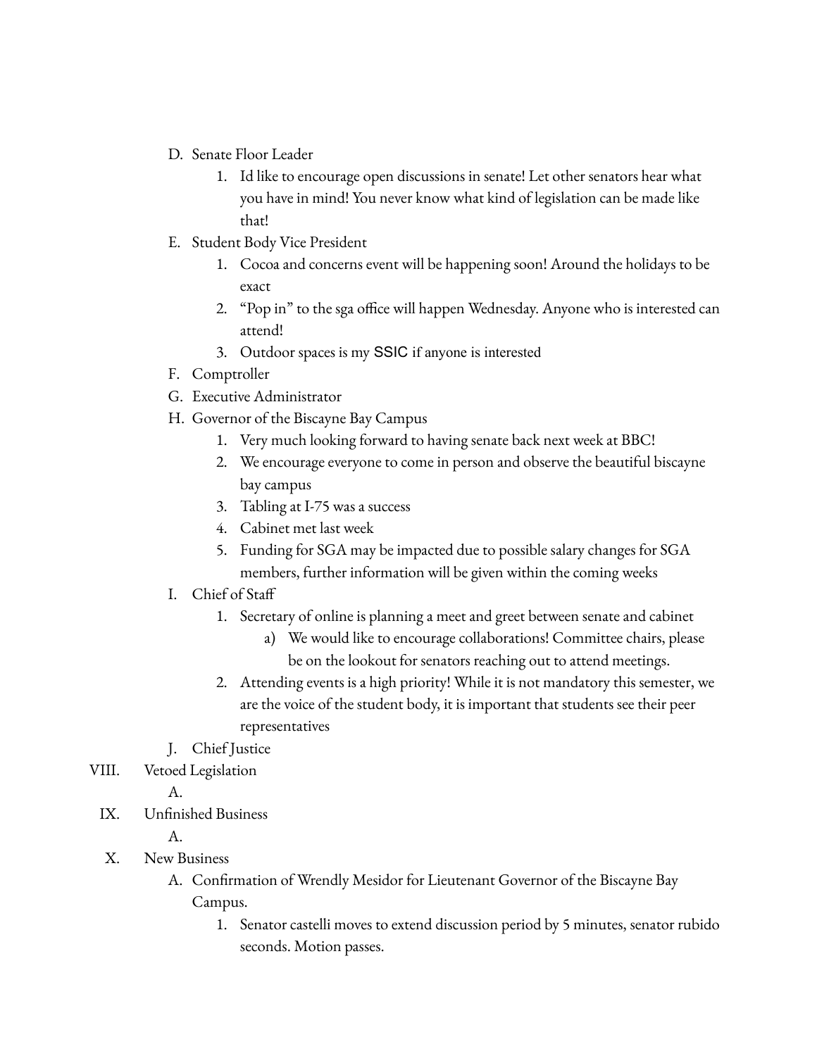D. Senate Floor Leader
   1. Id like to encourage open discussions in senate! Let other senators hear what you have in mind! You never know what kind of legislation can be made like that!

E. Student Body Vice President
   1. Cocoa and concerns event will be happening soon! Around the holidays to be exact
   2. "Pop in" to the sga office will happen Wednesday. Anyone who is interested can attend!
   3. Outdoor spaces is my SSIC if anyone is interested

F. Comptroller

G. Executive Administrator

H. Governor of the Biscayne Bay Campus
   1. Very much looking forward to having senate back next week at BBC!
   2. We encourage everyone to come in person and observe the beautiful biscayne bay campus
   3. Tabling at I-75 was a success
   4. Cabinet met last week
   5. Funding for SGA may be impacted due to possible salary changes for SGA members, further information will be given within the coming weeks

I. Chief of Staff
   1. Secretary of online is planning a meet and greet between senate and cabinet
      a) We would like to encourage collaborations! Committee chairs, please be on the lookout for senators reaching out to attend meetings.
   2. Attending events is a high priority! While it is not mandatory this semester, we are the voice of the student body, it is important that students see their peer representatives

J. Chief Justice

VIII. Vetoed Legislation

A.

IX. Unfinished Business

A.

X. New Business

A. Confirmation of Wrendly Mesidor for Lieutenant Governor of the Biscayne Bay Campus.
   1. Senator castelli moves to extend discussion period by 5 minutes, senator rubido seconds. Motion passes.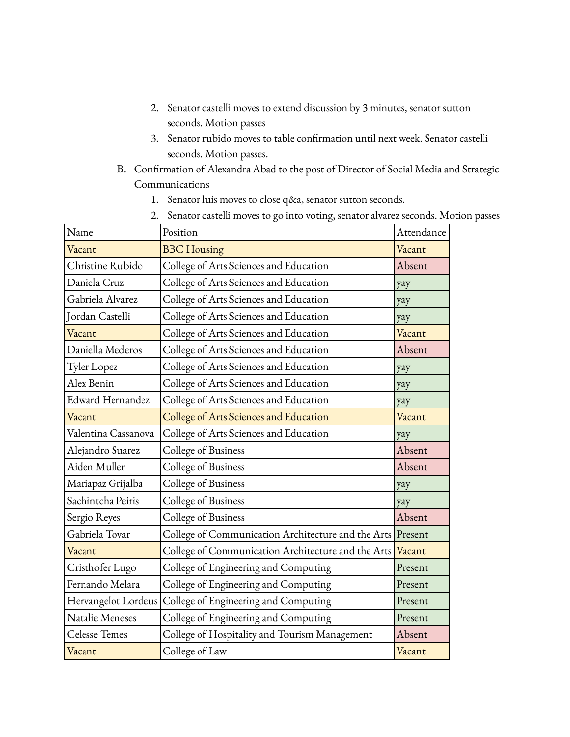2. Senator castelli moves to extend discussion by 3 minutes, senator sutton seconds. Motion passes
3. Senator rubido moves to table confirmation until next week. Senator castelli seconds. Motion passes.

B. Confirmation of Alexandra Abad to the post of Director of Social Media and Strategic Communications
   1. Senator luis moves to close q&a, senator sutton seconds.
   2. Senator castelli moves to go into voting, senator alvarez seconds. Motion passes

| Name | Position | Attendance |
|---|---|---|
| Vacant | BBC Housing | Vacant |
| Christine Rubido | College of Arts Sciences and Education | Absent |
| Daniela Cruz | College of Arts Sciences and Education | yay |
| Gabriela Alvarez | College of Arts Sciences and Education | yay |
| Jordan Castelli | College of Arts Sciences and Education | yay |
| Vacant | College of Arts Sciences and Education | Vacant |
| Daniella Mederos | College of Arts Sciences and Education | Absent |
| Tyler Lopez | College of Arts Sciences and Education | yay |
| Alex Benin | College of Arts Sciences and Education | yay |
| Edward Hernandez | College of Arts Sciences and Education | yay |
| Vacant | College of Arts Sciences and Education | Vacant |
| Valentina Cassanova | College of Arts Sciences and Education | yay |
| Alejandro Suarez | College of Business | Absent |
| Aiden Muller | College of Business | Absent |
| Mariapaz Grijalba | College of Business | yay |
| Sachintcha Peiris | College of Business | yay |
| Sergio Reyes | College of Business | Absent |
| Gabriela Tovar | College of Communication Architecture and the Arts | Present |
| Vacant | College of Communication Architecture and the Arts | Vacant |
| Cristhofer Lugo | College of Engineering and Computing | Present |
| Fernando Melara | College of Engineering and Computing | Present |
| Hervangelot Lordeus | College of Engineering and Computing | Present |
| Natalie Meneses | College of Engineering and Computing | Present |
| Celesse Temes | College of Hospitality and Tourism Management | Absent |
| Vacant | College of Law | Vacant |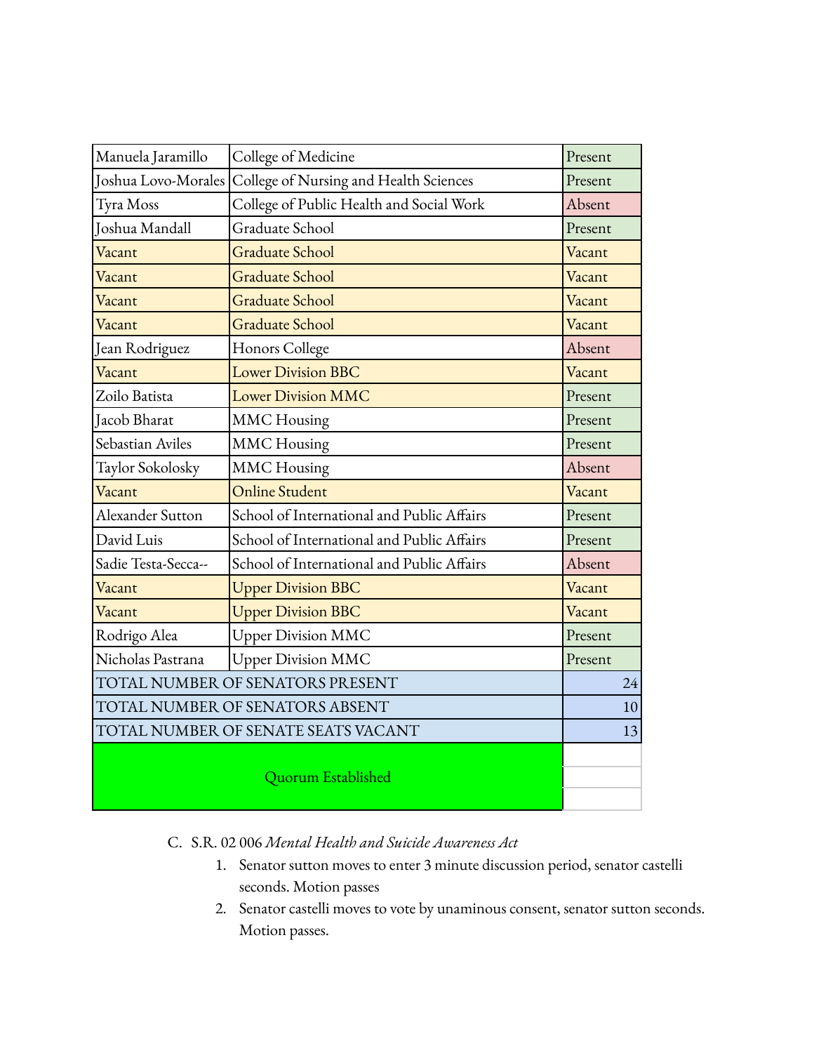| | | |
|---|---|---|
| Manuela Jaramillo | College of Medicine | Present |
| Joshua Lovo-Morales | College of Nursing and Health Sciences | Present |
| Tyra Moss | College of Public Health and Social Work | Absent |
| Joshua Mandall | Graduate School | Present |
| Vacant | Graduate School | Vacant |
| Vacant | Graduate School | Vacant |
| Vacant | Graduate School | Vacant |
| Vacant | Graduate School | Vacant |
| Jean Rodriguez | Honors College | Absent |
| Vacant | Lower Division BBC | Vacant |
| Zoilo Batista | Lower Division MMC | Present |
| Jacob Bharat | MMC Housing | Present |
| Sebastian Aviles | MMC Housing | Present |
| Taylor Sokolosky | MMC Housing | Absent |
| Vacant | Online Student | Vacant |
| Alexander Sutton | School of International and Public Affairs | Present |
| David Luis | School of International and Public Affairs | Present |
| Sadie Testa-Secca-- | School of International and Public Affairs | Absent |
| Vacant | Upper Division BBC | Vacant |
| Vacant | Upper Division BBC | Vacant |
| Rodrigo Alea | Upper Division MMC | Present |
| Nicholas Pastrana | Upper Division MMC | Present |
| TOTAL NUMBER OF SENATORS PRESENT | | 24 |
| TOTAL NUMBER OF SENATORS ABSENT | | 10 |
| TOTAL NUMBER OF SENATE SEATS VACANT | | 13 |
| Quorum Established | | |

C. S.R. 02 006 *Mental Health and Suicide Awareness Act*

1. Senator sutton moves to enter 3 minute discussion period, senator castelli seconds. Motion passes
2. Senator castelli moves to vote by unaminous consent, senator sutton seconds. Motion passes.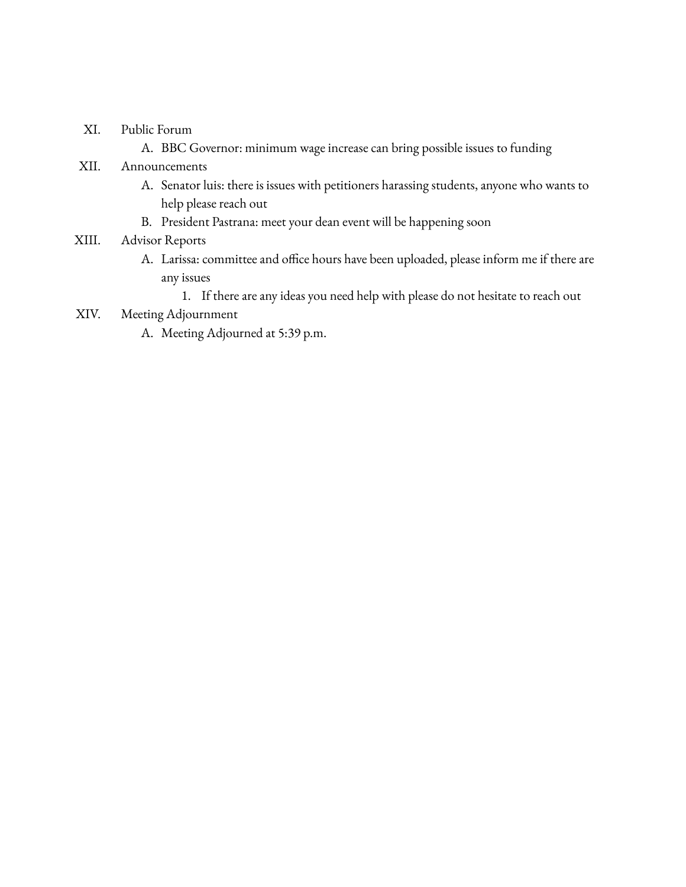XI. Public Forum

    A. BBC Governor: minimum wage increase can bring possible issues to funding

XII. Announcements

    A. Senator luis: there is issues with petitioners harassing students, anyone who wants to help please reach out

    B. President Pastrana: meet your dean event will be happening soon

XIII. Advisor Reports

    A. Larissa: committee and office hours have been uploaded, please inform me if there are any issues

        1. If there are any ideas you need help with please do not hesitate to reach out

XIV. Meeting Adjournment

    A. Meeting Adjourned at 5:39 p.m.